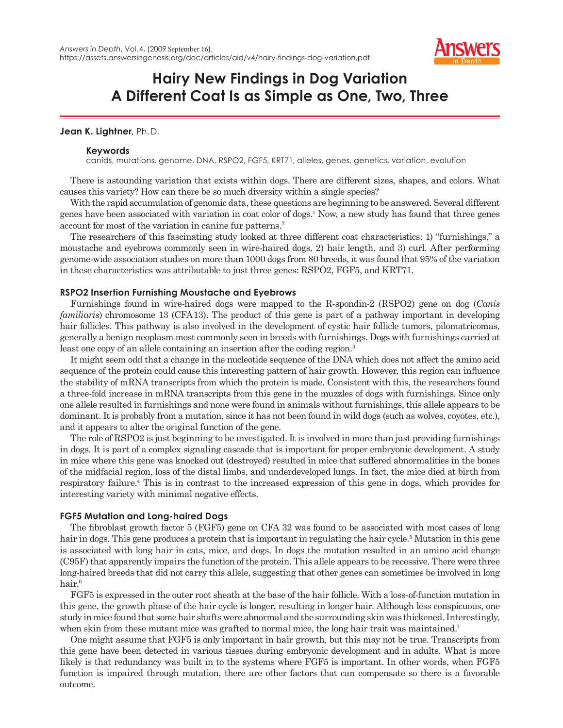Answers in Depth, Vol. 4, (2009 September 16).
https://assets.answersingenesis.org/doc/articles/aid/v4/hairy-findings-dog-variation.pdf

# Hairy New Findings in Dog Variation
# A Different Coat Is as Simple as One, Two, Three

**Jean K. Lightner**, Ph.D.

**Keywords**
canids, mutations, genome, DNA, RSPO2, FGF5, KRT71, alleles, genes, genetics, variation, evolution

There is astounding variation that exists within dogs. There are different sizes, shapes, and colors. What causes this variety? How can there be so much diversity within a single species?

With the rapid accumulation of genomic data, these questions are beginning to be answered. Several different genes have been associated with variation in coat color of dogs.[1] Now, a new study has found that three genes account for most of the variation in canine fur patterns.[2]

The researchers of this fascinating study looked at three different coat characteristics: 1) "furnishings," a moustache and eyebrows commonly seen in wire-haired dogs, 2) hair length, and 3) curl. After performing genome-wide association studies on more than 1000 dogs from 80 breeds, it was found that 95% of the variation in these characteristics was attributable to just three genes: RSPO2, FGF5, and KRT71.

### RSPO2 Insertion Furnishing Moustache and Eyebrows

Furnishings found in wire-haired dogs were mapped to the R-spondin-2 (RSPO2) gene on dog (*Canis familiaris*) chromosome 13 (CFA13). The product of this gene is part of a pathway important in developing hair follicles. This pathway is also involved in the development of cystic hair follicle tumors, pilomatricomas, generally a benign neoplasm most commonly seen in breeds with furnishings. Dogs with furnishings carried at least one copy of an allele containing an insertion after the coding region.[3]

It might seem odd that a change in the nucleotide sequence of the DNA which does not affect the amino acid sequence of the protein could cause this interesting pattern of hair growth. However, this region can influence the stability of mRNA transcripts from which the protein is made. Consistent with this, the researchers found a three-fold increase in mRNA transcripts from this gene in the muzzles of dogs with furnishings. Since only one allele resulted in furnishings and none were found in animals without furnishings, this allele appears to be dominant. It is probably from a mutation, since it has not been found in wild dogs (such as wolves, coyotes, etc.), and it appears to alter the original function of the gene.

The role of RSPO2 is just beginning to be investigated. It is involved in more than just providing furnishings in dogs. It is part of a complex signaling cascade that is important for proper embryonic development. A study in mice where this gene was knocked out (destroyed) resulted in mice that suffered abnormalities in the bones of the midfacial region, loss of the distal limbs, and underdeveloped lungs. In fact, the mice died at birth from respiratory failure.[4] This is in contrast to the increased expression of this gene in dogs, which provides for interesting variety with minimal negative effects.

### FGF5 Mutation and Long-haired Dogs

The fibroblast growth factor 5 (FGF5) gene on CFA 32 was found to be associated with most cases of long hair in dogs. This gene produces a protein that is important in regulating the hair cycle.[5] Mutation in this gene is associated with long hair in cats, mice, and dogs. In dogs the mutation resulted in an amino acid change (C95F) that apparently impairs the function of the protein. This allele appears to be recessive. There were three long-haired breeds that did not carry this allele, suggesting that other genes can sometimes be involved in long hair.[6]

FGF5 is expressed in the outer root sheath at the base of the hair follicle. With a loss-of-function mutation in this gene, the growth phase of the hair cycle is longer, resulting in longer hair. Although less conspicuous, one study in mice found that some hair shafts were abnormal and the surrounding skin was thickened. Interestingly, when skin from these mutant mice was grafted to normal mice, the long hair trait was maintained.[7]

One might assume that FGF5 is only important in hair growth, but this may not be true. Transcripts from this gene have been detected in various tissues during embryonic development and in adults. What is more likely is that redundancy was built in to the systems where FGF5 is important. In other words, when FGF5 function is impaired through mutation, there are other factors that can compensate so there is a favorable outcome.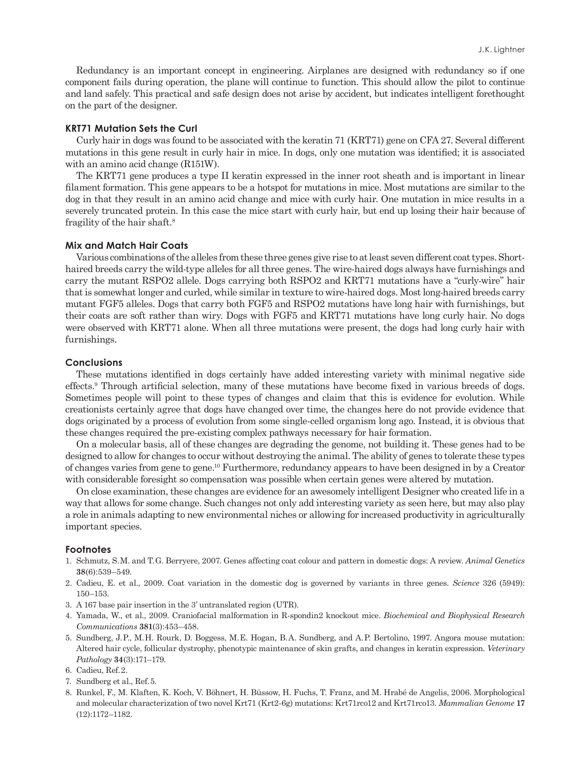Redundancy is an important concept in engineering. Airplanes are designed with redundancy so if one component fails during operation, the plane will continue to function. This should allow the pilot to continue and land safely. This practical and safe design does not arise by accident, but indicates intelligent forethought on the part of the designer.

### KRT71 Mutation Sets the Curl

Curly hair in dogs was found to be associated with the keratin 71 (KRT71) gene on CFA 27. Several different mutations in this gene result in curly hair in mice. In dogs, only one mutation was identified; it is associated with an amino acid change (R151W).

The KRT71 gene produces a type II keratin expressed in the inner root sheath and is important in linear filament formation. This gene appears to be a hotspot for mutations in mice. Most mutations are similar to the dog in that they result in an amino acid change and mice with curly hair. One mutation in mice results in a severely truncated protein. In this case the mice start with curly hair, but end up losing their hair because of fragility of the hair shaft.[8]

### Mix and Match Hair Coats

Various combinations of the alleles from these three genes give rise to at least seven different coat types. Short-haired breeds carry the wild-type alleles for all three genes. The wire-haired dogs always have furnishings and carry the mutant RSPO2 allele. Dogs carrying both RSPO2 and KRT71 mutations have a "curly-wire" hair that is somewhat longer and curled, while similar in texture to wire-haired dogs. Most long-haired breeds carry mutant FGF5 alleles. Dogs that carry both FGF5 and RSPO2 mutations have long hair with furnishings, but their coats are soft rather than wiry. Dogs with FGF5 and KRT71 mutations have long curly hair. No dogs were observed with KRT71 alone. When all three mutations were present, the dogs had long curly hair with furnishings.

### Conclusions

These mutations identified in dogs certainly have added interesting variety with minimal negative side effects.[9] Through artificial selection, many of these mutations have become fixed in various breeds of dogs. Sometimes people will point to these types of changes and claim that this is evidence for evolution. While creationists certainly agree that dogs have changed over time, the changes here do not provide evidence that dogs originated by a process of evolution from some single-celled organism long ago. Instead, it is obvious that these changes required the pre-existing complex pathways necessary for hair formation.

On a molecular basis, all of these changes are degrading the genome, not building it. These genes had to be designed to allow for changes to occur without destroying the animal. The ability of genes to tolerate these types of changes varies from gene to gene.[10] Furthermore, redundancy appears to have been designed in by a Creator with considerable foresight so compensation was possible when certain genes were altered by mutation.

On close examination, these changes are evidence for an awesomely intelligent Designer who created life in a way that allows for some change. Such changes not only add interesting variety as seen here, but may also play a role in animals adapting to new environmental niches or allowing for increased productivity in agriculturally important species.

### Footnotes

1. Schmutz, S.M. and T.G. Berryere, 2007. Genes affecting coat colour and pattern in domestic dogs: A review. *Animal Genetics* **38**(6):539–549.
2. Cadieu, E. et al., 2009. Coat variation in the domestic dog is governed by variants in three genes. *Science* 326 (5949): 150–153.
3. A 167 base pair insertion in the 3' untranslated region (UTR).
4. Yamada, W., et al., 2009. Craniofacial malformation in R-spondin2 knockout mice. *Biochemical and Biophysical Research Communications* **381**(3):453–458.
5. Sundberg, J.P., M.H. Rourk, D. Boggess, M.E. Hogan, B.A. Sundberg, and A.P. Bertolino, 1997. Angora mouse mutation: Altered hair cycle, follicular dystrophy, phenotypic maintenance of skin grafts, and changes in keratin expression. *Veterinary Pathology* **34**(3):171–179.
6. Cadieu, Ref. 2.
7. Sundberg et al., Ref. 5.
8. Runkel, F., M. Klaften, K. Koch, V. Böhnert, H. Büssow, H. Fuchs, T. Franz, and M. Hrabé de Angelis, 2006. Morphological and molecular characterization of two novel Krt71 (Krt2-6g) mutations: Krt71rco12 and Krt71rco13. *Mammalian Genome* **17** (12):1172–1182.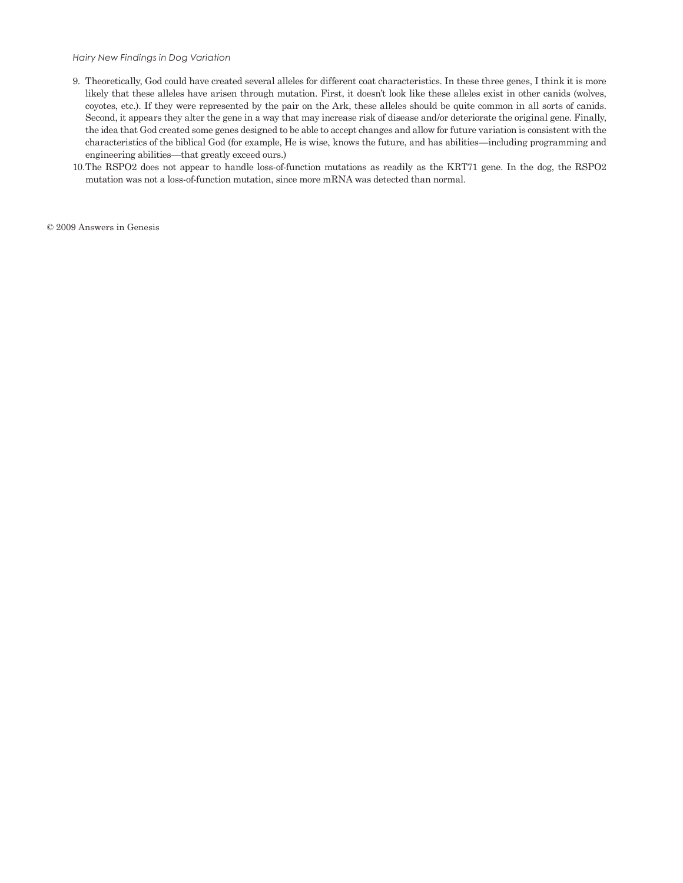9. Theoretically, God could have created several alleles for different coat characteristics. In these three genes, I think it is more likely that these alleles have arisen through mutation. First, it doesn't look like these alleles exist in other canids (wolves, coyotes, etc.). If they were represented by the pair on the Ark, these alleles should be quite common in all sorts of canids. Second, it appears they alter the gene in a way that may increase risk of disease and/or deteriorate the original gene. Finally, the idea that God created some genes designed to be able to accept changes and allow for future variation is consistent with the characteristics of the biblical God (for example, He is wise, knows the future, and has abilities—including programming and engineering abilities—that greatly exceed ours.)
10. The RSPO2 does not appear to handle loss-of-function mutations as readily as the KRT71 gene. In the dog, the RSPO2 mutation was not a loss-of-function mutation, since more mRNA was detected than normal.

© 2009 Answers in Genesis